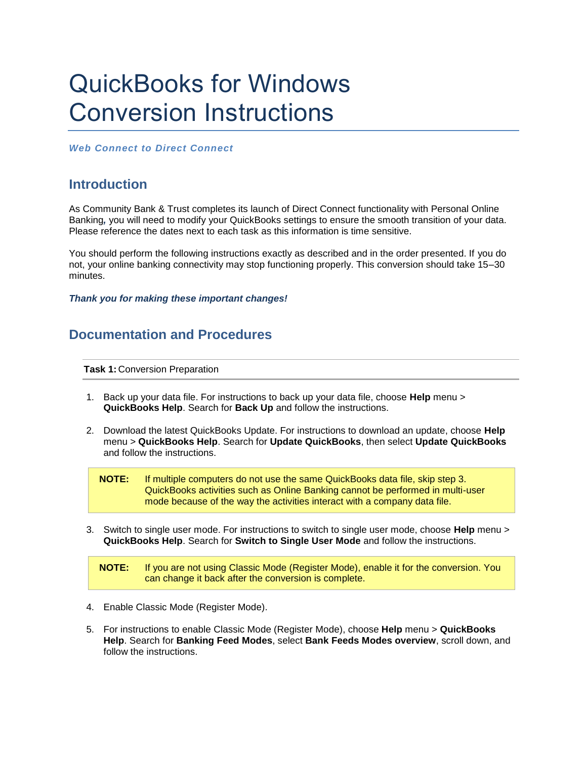# QuickBooks for Windows Conversion Instructions

***Web Connect to Direct Connect***

## Introduction

As Community Bank & Trust completes its launch of Direct Connect functionality with Personal Online Banking, you will need to modify your QuickBooks settings to ensure the smooth transition of your data. Please reference the dates next to each task as this information is time sensitive.

You should perform the following instructions exactly as described and in the order presented. If you do not, your online banking connectivity may stop functioning properly. This conversion should take 15–30 minutes.

***Thank you for making these important changes!***

## Documentation and Procedures

**Task 1:** Conversion Preparation

1. Back up your data file. For instructions to back up your data file, choose **Help** menu > **QuickBooks Help**. Search for **Back Up** and follow the instructions.

2. Download the latest QuickBooks Update. For instructions to download an update, choose **Help** menu > **QuickBooks Help**. Search for **Update QuickBooks**, then select **Update QuickBooks** and follow the instructions.

> **NOTE:** If multiple computers do not use the same QuickBooks data file, skip step 3. QuickBooks activities such as Online Banking cannot be performed in multi-user mode because of the way the activities interact with a company data file.

3. Switch to single user mode. For instructions to switch to single user mode, choose **Help** menu > **QuickBooks Help**. Search for **Switch to Single User Mode** and follow the instructions.

> **NOTE:** If you are not using Classic Mode (Register Mode), enable it for the conversion. You can change it back after the conversion is complete.

4. Enable Classic Mode (Register Mode).

5. For instructions to enable Classic Mode (Register Mode), choose **Help** menu > **QuickBooks Help**. Search for **Banking Feed Modes**, select **Bank Feeds Modes overview**, scroll down, and follow the instructions.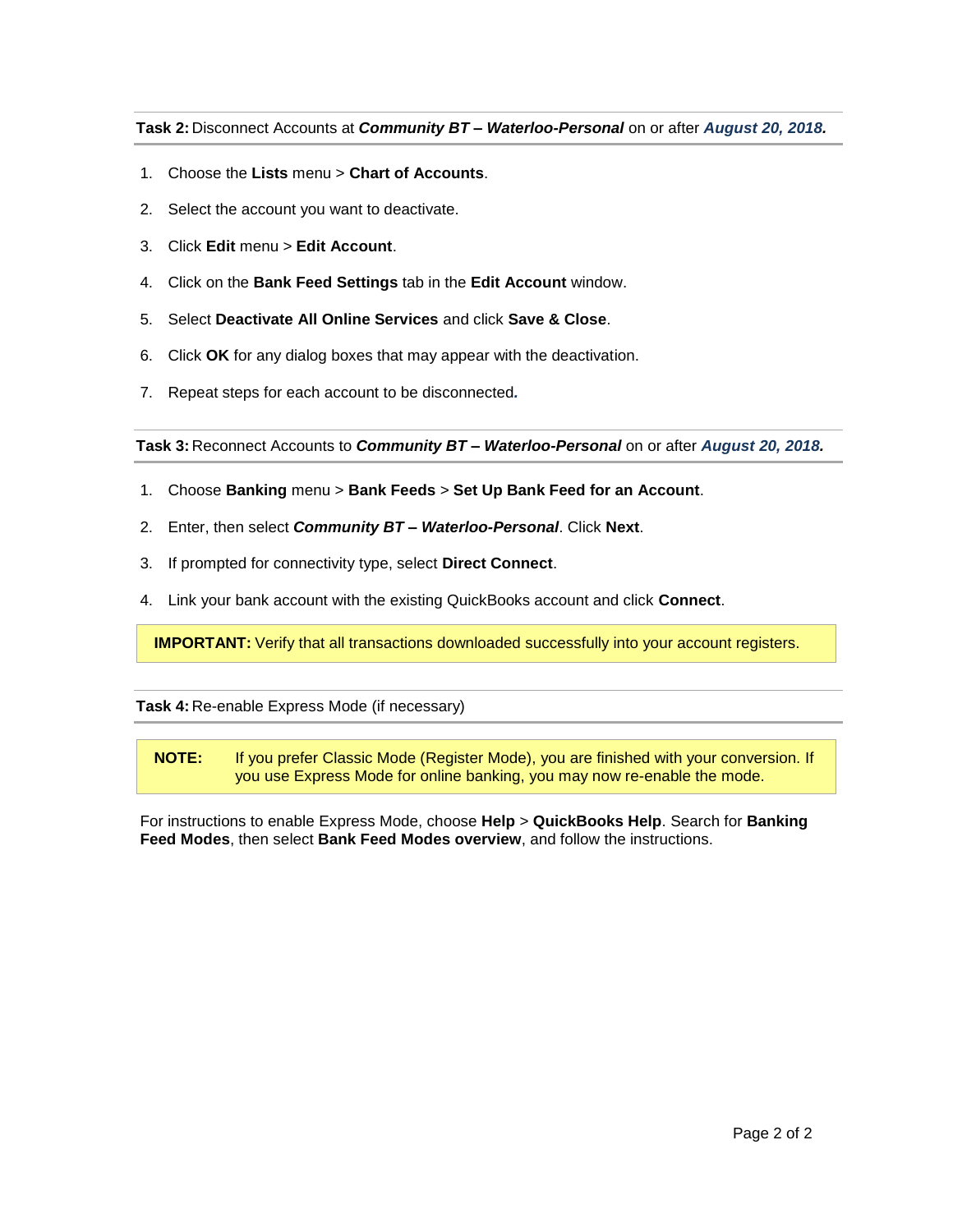**Task 2:** Disconnect Accounts at ***Community BT – Waterloo-Personal*** on or after ***August 20, 2018.***

1. Choose the **Lists** menu > **Chart of Accounts**.
2. Select the account you want to deactivate.
3. Click **Edit** menu > **Edit Account**.
4. Click on the **Bank Feed Settings** tab in the **Edit Account** window.
5. Select **Deactivate All Online Services** and click **Save & Close**.
6. Click **OK** for any dialog boxes that may appear with the deactivation.
7. Repeat steps for each account to be disconnected*.*

**Task 3:** Reconnect Accounts to ***Community BT – Waterloo-Personal*** on or after ***August 20, 2018.***

1. Choose **Banking** menu > **Bank Feeds** > **Set Up Bank Feed for an Account**.
2. Enter, then select ***Community BT – Waterloo-Personal***. Click **Next**.
3. If prompted for connectivity type, select **Direct Connect**.
4. Link your bank account with the existing QuickBooks account and click **Connect**.

**IMPORTANT:** Verify that all transactions downloaded successfully into your account registers.

**Task 4:** Re-enable Express Mode (if necessary)

**NOTE:** If you prefer Classic Mode (Register Mode), you are finished with your conversion. If you use Express Mode for online banking, you may now re-enable the mode.

For instructions to enable Express Mode, choose **Help** > **QuickBooks Help**. Search for **Banking Feed Modes**, then select **Bank Feed Modes overview**, and follow the instructions.